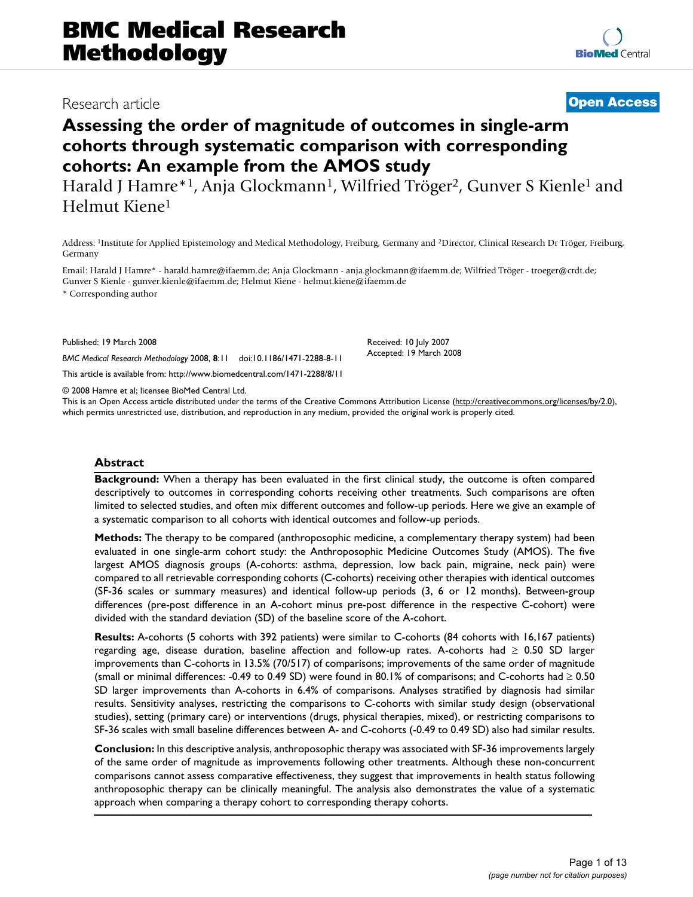# BMC Medical Research Methodology

Research article

**Open Access**

## Assessing the order of magnitude of outcomes in single-arm cohorts through systematic comparison with corresponding cohorts: An example from the AMOS study

Harald J Hamre*[1], Anja Glockmann[1], Wilfried Tröger[2], Gunver S Kienle[1] and Helmut Kiene[1]

Address: [1]Institute for Applied Epistemology and Medical Methodology, Freiburg, Germany and [2]Director, Clinical Research Dr Tröger, Freiburg, Germany

Email: Harald J Hamre* - harald.hamre@ifaemm.de; Anja Glockmann - anja.glockmann@ifaemm.de; Wilfried Tröger - troeger@crdt.de; Gunver S Kienle - gunver.kienle@ifaemm.de; Helmut Kiene - helmut.kiene@ifaemm.de

\* Corresponding author

Published: 19 March 2008

*BMC Medical Research Methodology* 2008, **8**:11 doi:10.1186/1471-2288-8-11

This article is available from: http://www.biomedcentral.com/1471-2288/8/11

Received: 10 July 2007
Accepted: 19 March 2008

© 2008 Hamre et al; licensee BioMed Central Ltd.
This is an Open Access article distributed under the terms of the Creative Commons Attribution License (http://creativecommons.org/licenses/by/2.0), which permits unrestricted use, distribution, and reproduction in any medium, provided the original work is properly cited.

### Abstract

**Background:** When a therapy has been evaluated in the first clinical study, the outcome is often compared descriptively to outcomes in corresponding cohorts receiving other treatments. Such comparisons are often limited to selected studies, and often mix different outcomes and follow-up periods. Here we give an example of a systematic comparison to all cohorts with identical outcomes and follow-up periods.

**Methods:** The therapy to be compared (anthroposophic medicine, a complementary therapy system) had been evaluated in one single-arm cohort study: the Anthroposophic Medicine Outcomes Study (AMOS). The five largest AMOS diagnosis groups (A-cohorts: asthma, depression, low back pain, migraine, neck pain) were compared to all retrievable corresponding cohorts (C-cohorts) receiving other therapies with identical outcomes (SF-36 scales or summary measures) and identical follow-up periods (3, 6 or 12 months). Between-group differences (pre-post difference in an A-cohort minus pre-post difference in the respective C-cohort) were divided with the standard deviation (SD) of the baseline score of the A-cohort.

**Results:** A-cohorts (5 cohorts with 392 patients) were similar to C-cohorts (84 cohorts with 16,167 patients) regarding age, disease duration, baseline affection and follow-up rates. A-cohorts had ≥ 0.50 SD larger improvements than C-cohorts in 13.5% (70/517) of comparisons; improvements of the same order of magnitude (small or minimal differences: -0.49 to 0.49 SD) were found in 80.1% of comparisons; and C-cohorts had ≥ 0.50 SD larger improvements than A-cohorts in 6.4% of comparisons. Analyses stratified by diagnosis had similar results. Sensitivity analyses, restricting the comparisons to C-cohorts with similar study design (observational studies), setting (primary care) or interventions (drugs, physical therapies, mixed), or restricting comparisons to SF-36 scales with small baseline differences between A- and C-cohorts (-0.49 to 0.49 SD) also had similar results.

**Conclusion:** In this descriptive analysis, anthroposophic therapy was associated with SF-36 improvements largely of the same order of magnitude as improvements following other treatments. Although these non-concurrent comparisons cannot assess comparative effectiveness, they suggest that improvements in health status following anthroposophic therapy can be clinically meaningful. The analysis also demonstrates the value of a systematic approach when comparing a therapy cohort to corresponding therapy cohorts.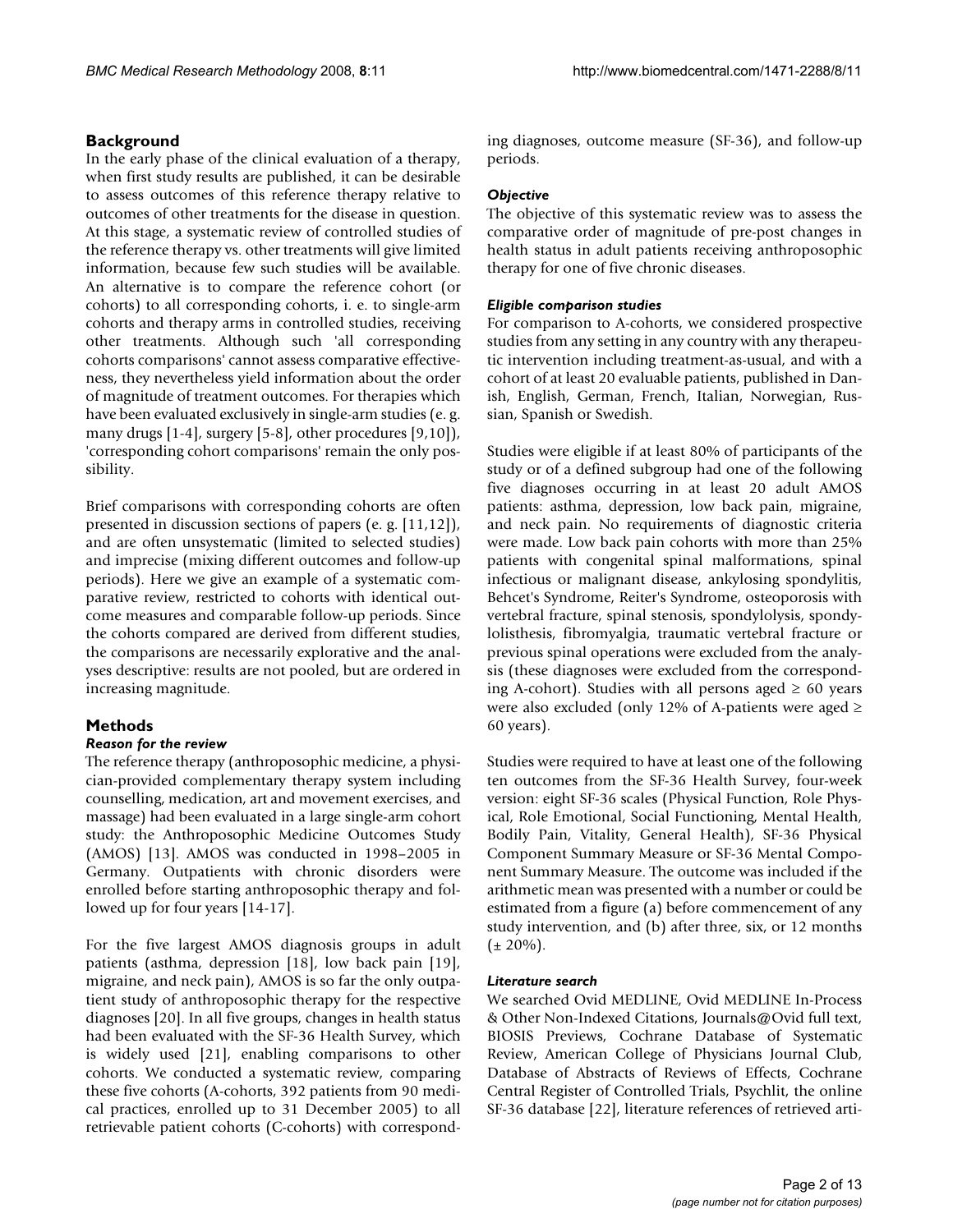## Background

In the early phase of the clinical evaluation of a therapy, when first study results are published, it can be desirable to assess outcomes of this reference therapy relative to outcomes of other treatments for the disease in question. At this stage, a systematic review of controlled studies of the reference therapy vs. other treatments will give limited information, because few such studies will be available. An alternative is to compare the reference cohort (or cohorts) to all corresponding cohorts, i. e. to single-arm cohorts and therapy arms in controlled studies, receiving other treatments. Although such 'all corresponding cohorts comparisons' cannot assess comparative effectiveness, they nevertheless yield information about the order of magnitude of treatment outcomes. For therapies which have been evaluated exclusively in single-arm studies (e. g. many drugs [1-4], surgery [5-8], other procedures [9,10]), 'corresponding cohort comparisons' remain the only possibility.

Brief comparisons with corresponding cohorts are often presented in discussion sections of papers (e. g. [11,12]), and are often unsystematic (limited to selected studies) and imprecise (mixing different outcomes and follow-up periods). Here we give an example of a systematic comparative review, restricted to cohorts with identical outcome measures and comparable follow-up periods. Since the cohorts compared are derived from different studies, the comparisons are necessarily explorative and the analyses descriptive: results are not pooled, but are ordered in increasing magnitude.

## Methods

### *Reason for the review*

The reference therapy (anthroposophic medicine, a physician-provided complementary therapy system including counselling, medication, art and movement exercises, and massage) had been evaluated in a large single-arm cohort study: the Anthroposophic Medicine Outcomes Study (AMOS) [13]. AMOS was conducted in 1998–2005 in Germany. Outpatients with chronic disorders were enrolled before starting anthroposophic therapy and followed up for four years [14-17].

For the five largest AMOS diagnosis groups in adult patients (asthma, depression [18], low back pain [19], migraine, and neck pain), AMOS is so far the only outpatient study of anthroposophic therapy for the respective diagnoses [20]. In all five groups, changes in health status had been evaluated with the SF-36 Health Survey, which is widely used [21], enabling comparisons to other cohorts. We conducted a systematic review, comparing these five cohorts (A-cohorts, 392 patients from 90 medical practices, enrolled up to 31 December 2005) to all retrievable patient cohorts (C-cohorts) with corresponding diagnoses, outcome measure (SF-36), and follow-up periods.

### *Objective*

The objective of this systematic review was to assess the comparative order of magnitude of pre-post changes in health status in adult patients receiving anthroposophic therapy for one of five chronic diseases.

### *Eligible comparison studies*

For comparison to A-cohorts, we considered prospective studies from any setting in any country with any therapeutic intervention including treatment-as-usual, and with a cohort of at least 20 evaluable patients, published in Danish, English, German, French, Italian, Norwegian, Russian, Spanish or Swedish.

Studies were eligible if at least 80% of participants of the study or of a defined subgroup had one of the following five diagnoses occurring in at least 20 adult AMOS patients: asthma, depression, low back pain, migraine, and neck pain. No requirements of diagnostic criteria were made. Low back pain cohorts with more than 25% patients with congenital spinal malformations, spinal infectious or malignant disease, ankylosing spondylitis, Behcet's Syndrome, Reiter's Syndrome, osteoporosis with vertebral fracture, spinal stenosis, spondylolysis, spondylolisthesis, fibromyalgia, traumatic vertebral fracture or previous spinal operations were excluded from the analysis (these diagnoses were excluded from the corresponding A-cohort). Studies with all persons aged ≥ 60 years were also excluded (only 12% of A-patients were aged ≥ 60 years).

Studies were required to have at least one of the following ten outcomes from the SF-36 Health Survey, four-week version: eight SF-36 scales (Physical Function, Role Physical, Role Emotional, Social Functioning, Mental Health, Bodily Pain, Vitality, General Health), SF-36 Physical Component Summary Measure or SF-36 Mental Component Summary Measure. The outcome was included if the arithmetic mean was presented with a number or could be estimated from a figure (a) before commencement of any study intervention, and (b) after three, six, or 12 months (± 20%).

### *Literature search*

We searched Ovid MEDLINE, Ovid MEDLINE In-Process & Other Non-Indexed Citations, Journals@Ovid full text, BIOSIS Previews, Cochrane Database of Systematic Review, American College of Physicians Journal Club, Database of Abstracts of Reviews of Effects, Cochrane Central Register of Controlled Trials, Psychlit, the online SF-36 database [22], literature references of retrieved arti-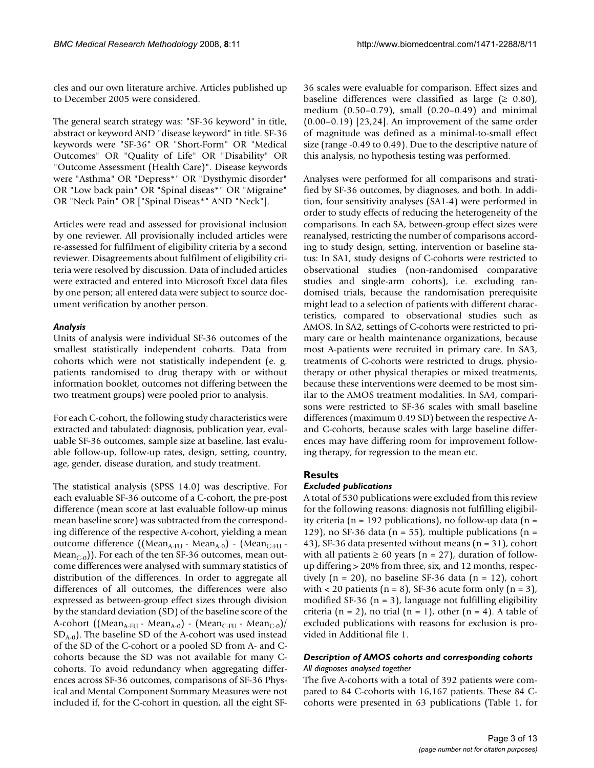cles and our own literature archive. Articles published up to December 2005 were considered.

The general search strategy was: "SF-36 keyword" in title, abstract or keyword AND "disease keyword" in title. SF-36 keywords were "SF-36" OR "Short-Form" OR "Medical Outcomes" OR "Quality of Life" OR "Disability" OR "Outcome Assessment (Health Care)". Disease keywords were "Asthma" OR "Depress*" OR "Dysthymic disorder" OR "Low back pain" OR "Spinal diseas*" OR "Migraine" OR "Neck Pain" OR ["Spinal Diseas*" AND "Neck"].

Articles were read and assessed for provisional inclusion by one reviewer. All provisionally included articles were re-assessed for fulfilment of eligibility criteria by a second reviewer. Disagreements about fulfilment of eligibility criteria were resolved by discussion. Data of included articles were extracted and entered into Microsoft Excel data files by one person; all entered data were subject to source document verification by another person.

### *Analysis*

Units of analysis were individual SF-36 outcomes of the smallest statistically independent cohorts. Data from cohorts which were not statistically independent (e. g. patients randomised to drug therapy with or without information booklet, outcomes not differing between the two treatment groups) were pooled prior to analysis.

For each C-cohort, the following study characteristics were extracted and tabulated: diagnosis, publication year, evaluable SF-36 outcomes, sample size at baseline, last evaluable follow-up, follow-up rates, design, setting, country, age, gender, disease duration, and study treatment.

The statistical analysis (SPSS 14.0) was descriptive. For each evaluable SF-36 outcome of a C-cohort, the pre-post difference (mean score at last evaluable follow-up minus mean baseline score) was subtracted from the corresponding difference of the respective A-cohort, yielding a mean outcome difference (($Mean_{A-FU}$ - $Mean_{A-0}$) - ($Mean_{C-FU}$ - $Mean_{C-0}$)). For each of the ten SF-36 outcomes, mean outcome differences were analysed with summary statistics of distribution of the differences. In order to aggregate all differences of all outcomes, the differences were also expressed as between-group effect sizes through division by the standard deviation (SD) of the baseline score of the A-cohort (($Mean_{A-FU}$ - $Mean_{A-0}$) - ($Mean_{C-FU}$ - $Mean_{C-0}$)/$SD_{A-0}$). The baseline SD of the A-cohort was used instead of the SD of the C-cohort or a pooled SD from A- and C-cohorts because the SD was not available for many C-cohorts. To avoid redundancy when aggregating differences across SF-36 outcomes, comparisons of SF-36 Physical and Mental Component Summary Measures were not included if, for the C-cohort in question, all the eight SF-36 scales were evaluable for comparison. Effect sizes and baseline differences were classified as large (≥ 0.80), medium (0.50–0.79), small (0.20–0.49) and minimal (0.00–0.19) [23,24]. An improvement of the same order of magnitude was defined as a minimal-to-small effect size (range -0.49 to 0.49). Due to the descriptive nature of this analysis, no hypothesis testing was performed.

Analyses were performed for all comparisons and stratified by SF-36 outcomes, by diagnoses, and both. In addition, four sensitivity analyses (SA1-4) were performed in order to study effects of reducing the heterogeneity of the comparisons. In each SA, between-group effect sizes were reanalysed, restricting the number of comparisons according to study design, setting, intervention or baseline status: In SA1, study designs of C-cohorts were restricted to observational studies (non-randomised comparative studies and single-arm cohorts), i.e. excluding randomised trials, because the randomisation prerequisite might lead to a selection of patients with different characteristics, compared to observational studies such as AMOS. In SA2, settings of C-cohorts were restricted to primary care or health maintenance organizations, because most A-patients were recruited in primary care. In SA3, treatments of C-cohorts were restricted to drugs, physiotherapy or other physical therapies or mixed treatments, because these interventions were deemed to be most similar to the AMOS treatment modalities. In SA4, comparisons were restricted to SF-36 scales with small baseline differences (maximum 0.49 SD) between the respective A- and C-cohorts, because scales with large baseline differences may have differing room for improvement following therapy, for regression to the mean etc.

## Results

### *Excluded publications*

A total of 530 publications were excluded from this review for the following reasons: diagnosis not fulfilling eligibility criteria (n = 192 publications), no follow-up data (n = 129), no SF-36 data (n = 55), multiple publications (n = 43), SF-36 data presented without means (n = 31), cohort with all patients ≥ 60 years (n = 27), duration of follow-up differing > 20% from three, six, and 12 months, respectively (n = 20), no baseline SF-36 data (n = 12), cohort with < 20 patients (n = 8), SF-36 acute form only (n = 3), modified SF-36 (n = 3), language not fulfilling eligibility criteria (n = 2), no trial (n = 1), other (n = 4). A table of excluded publications with reasons for exclusion is provided in Additional file 1.

### *Description of AMOS cohorts and corresponding cohorts*

#### *All diagnoses analysed together*

The five A-cohorts with a total of 392 patients were compared to 84 C-cohorts with 16,167 patients. These 84 C-cohorts were presented in 63 publications (Table 1, for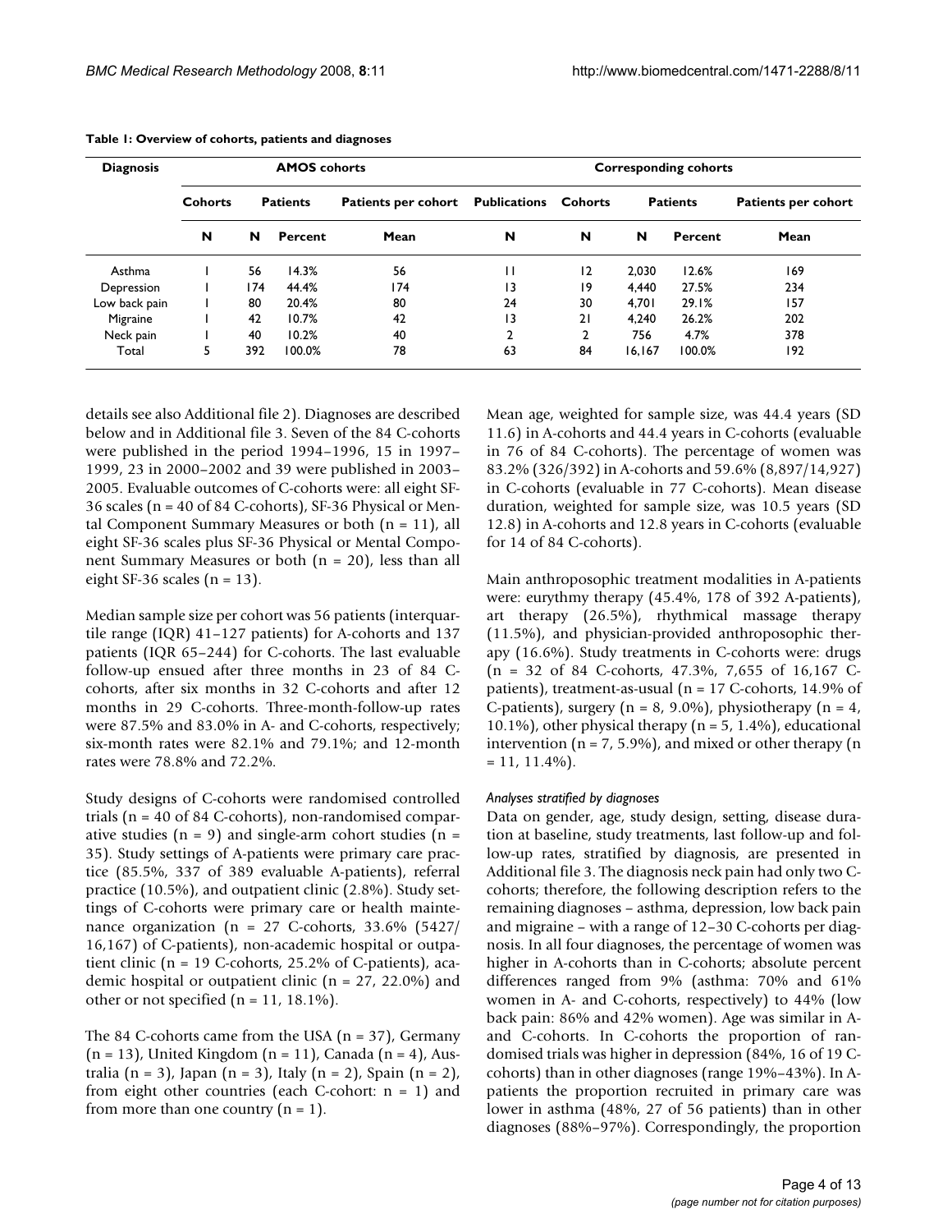**Table 1: Overview of cohorts, patients and diagnoses**

| Diagnosis | AMOS cohorts | | | | Corresponding cohorts | | | | |
|---|---|---|---|---|---|---|---|---|---|
| | Cohorts | Patients | | Patients per cohort | Publications | Cohorts | Patients | | Patients per cohort |
| | N | N | Percent | Mean | N | N | N | Percent | Mean |
| Asthma | 1 | 56 | 14.3% | 56 | 11 | 12 | 2,030 | 12.6% | 169 |
| Depression | 1 | 174 | 44.4% | 174 | 13 | 19 | 4,440 | 27.5% | 234 |
| Low back pain | 1 | 80 | 20.4% | 80 | 24 | 30 | 4,701 | 29.1% | 157 |
| Migraine | 1 | 42 | 10.7% | 42 | 13 | 21 | 4,240 | 26.2% | 202 |
| Neck pain | 1 | 40 | 10.2% | 40 | 2 | 2 | 756 | 4.7% | 378 |
| Total | 5 | 392 | 100.0% | 78 | 63 | 84 | 16,167 | 100.0% | 192 |

details see also Additional file 2). Diagnoses are described below and in Additional file 3. Seven of the 84 C-cohorts were published in the period 1994–1996, 15 in 1997–1999, 23 in 2000–2002 and 39 were published in 2003–2005. Evaluable outcomes of C-cohorts were: all eight SF-36 scales (n = 40 of 84 C-cohorts), SF-36 Physical or Mental Component Summary Measures or both (n = 11), all eight SF-36 scales plus SF-36 Physical or Mental Component Summary Measures or both (n = 20), less than all eight SF-36 scales (n = 13).

Median sample size per cohort was 56 patients (interquartile range (IQR) 41–127 patients) for A-cohorts and 137 patients (IQR 65–244) for C-cohorts. The last evaluable follow-up ensued after three months in 23 of 84 C-cohorts, after six months in 32 C-cohorts and after 12 months in 29 C-cohorts. Three-month-follow-up rates were 87.5% and 83.0% in A- and C-cohorts, respectively; six-month rates were 82.1% and 79.1%; and 12-month rates were 78.8% and 72.2%.

Study designs of C-cohorts were randomised controlled trials (n = 40 of 84 C-cohorts), non-randomised comparative studies (n = 9) and single-arm cohort studies (n = 35). Study settings of A-patients were primary care practice (85.5%, 337 of 389 evaluable A-patients), referral practice (10.5%), and outpatient clinic (2.8%). Study settings of C-cohorts were primary care or health maintenance organization (n = 27 C-cohorts, 33.6% (5427/16,167) of C-patients), non-academic hospital or outpatient clinic (n = 19 C-cohorts, 25.2% of C-patients), academic hospital or outpatient clinic (n = 27, 22.0%) and other or not specified (n = 11, 18.1%).

The 84 C-cohorts came from the USA (n = 37), Germany (n = 13), United Kingdom (n = 11), Canada (n = 4), Australia (n = 3), Japan (n = 3), Italy (n = 2), Spain (n = 2), from eight other countries (each C-cohort: n = 1) and from more than one country (n = 1).

Mean age, weighted for sample size, was 44.4 years (SD 11.6) in A-cohorts and 44.4 years in C-cohorts (evaluable in 76 of 84 C-cohorts). The percentage of women was 83.2% (326/392) in A-cohorts and 59.6% (8,897/14,927) in C-cohorts (evaluable in 77 C-cohorts). Mean disease duration, weighted for sample size, was 10.5 years (SD 12.8) in A-cohorts and 12.8 years in C-cohorts (evaluable for 14 of 84 C-cohorts).

Main anthroposophic treatment modalities in A-patients were: eurythmy therapy (45.4%, 178 of 392 A-patients), art therapy (26.5%), rhythmical massage therapy (11.5%), and physician-provided anthroposophic therapy (16.6%). Study treatments in C-cohorts were: drugs (n = 32 of 84 C-cohorts, 47.3%, 7,655 of 16,167 C-patients), treatment-as-usual (n = 17 C-cohorts, 14.9% of C-patients), surgery (n = 8, 9.0%), physiotherapy (n = 4, 10.1%), other physical therapy (n = 5, 1.4%), educational intervention (n = 7, 5.9%), and mixed or other therapy (n = 11, 11.4%).

#### *Analyses stratified by diagnoses*

Data on gender, age, study design, setting, disease duration at baseline, study treatments, last follow-up and follow-up rates, stratified by diagnosis, are presented in Additional file 3. The diagnosis neck pain had only two C-cohorts; therefore, the following description refers to the remaining diagnoses – asthma, depression, low back pain and migraine – with a range of 12–30 C-cohorts per diagnosis. In all four diagnoses, the percentage of women was higher in A-cohorts than in C-cohorts; absolute percent differences ranged from 9% (asthma: 70% and 61% women in A- and C-cohorts, respectively) to 44% (low back pain: 86% and 42% women). Age was similar in A- and C-cohorts. In C-cohorts the proportion of randomised trials was higher in depression (84%, 16 of 19 C-cohorts) than in other diagnoses (range 19%–43%). In A-patients the proportion recruited in primary care was lower in asthma (48%, 27 of 56 patients) than in other diagnoses (88%–97%). Correspondingly, the proportion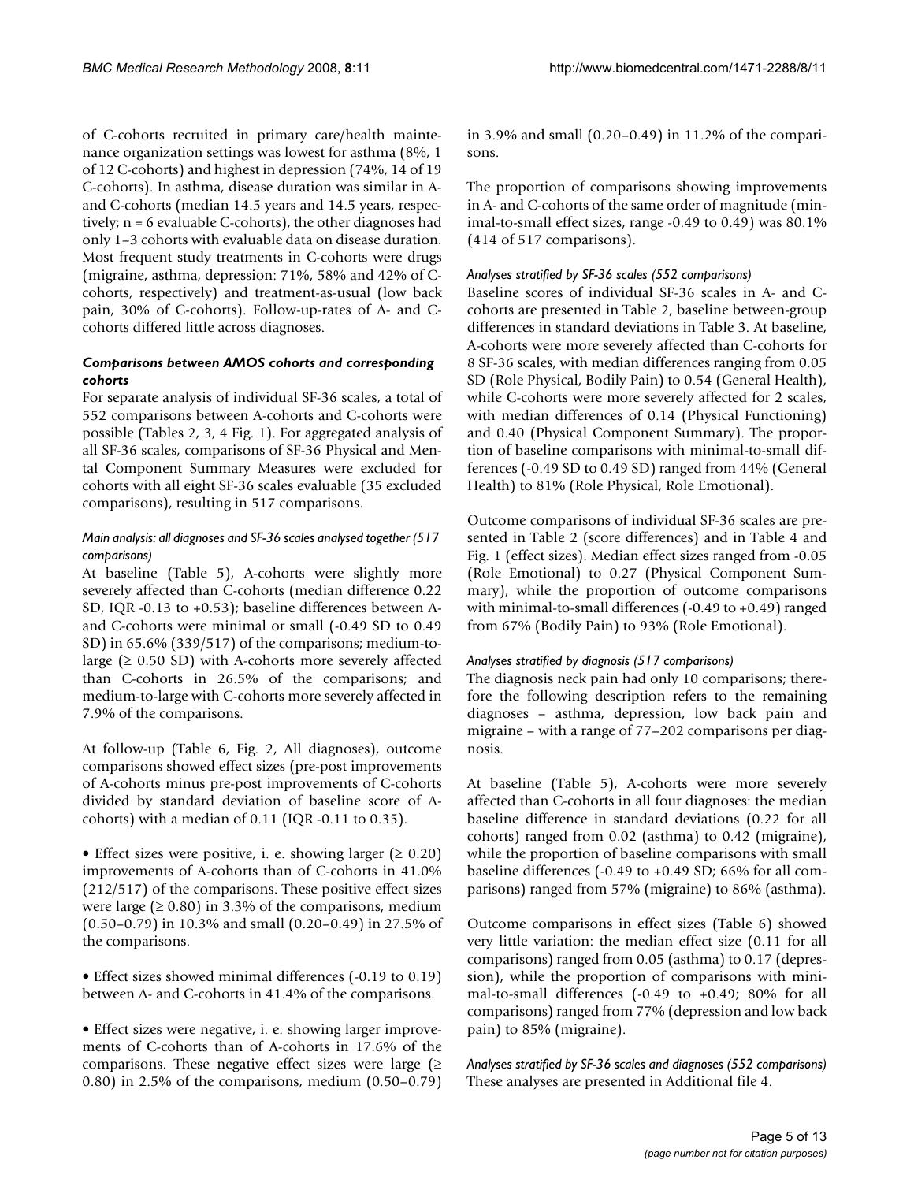of C-cohorts recruited in primary care/health maintenance organization settings was lowest for asthma (8%, 1 of 12 C-cohorts) and highest in depression (74%, 14 of 19 C-cohorts). In asthma, disease duration was similar in A- and C-cohorts (median 14.5 years and 14.5 years, respectively; n = 6 evaluable C-cohorts), the other diagnoses had only 1–3 cohorts with evaluable data on disease duration. Most frequent study treatments in C-cohorts were drugs (migraine, asthma, depression: 71%, 58% and 42% of C-cohorts, respectively) and treatment-as-usual (low back pain, 30% of C-cohorts). Follow-up-rates of A- and C-cohorts differed little across diagnoses.

### *Comparisons between AMOS cohorts and corresponding cohorts*

For separate analysis of individual SF-36 scales, a total of 552 comparisons between A-cohorts and C-cohorts were possible (Tables 2, 3, 4 Fig. 1). For aggregated analysis of all SF-36 scales, comparisons of SF-36 Physical and Mental Component Summary Measures were excluded for cohorts with all eight SF-36 scales evaluable (35 excluded comparisons), resulting in 517 comparisons.

#### *Main analysis: all diagnoses and SF-36 scales analysed together (517 comparisons)*

At baseline (Table 5), A-cohorts were slightly more severely affected than C-cohorts (median difference 0.22 SD, IQR -0.13 to +0.53); baseline differences between A- and C-cohorts were minimal or small (-0.49 SD to 0.49 SD) in 65.6% (339/517) of the comparisons; medium-to-large (≥ 0.50 SD) with A-cohorts more severely affected than C-cohorts in 26.5% of the comparisons; and medium-to-large with C-cohorts more severely affected in 7.9% of the comparisons.

At follow-up (Table 6, Fig. 2, All diagnoses), outcome comparisons showed effect sizes (pre-post improvements of A-cohorts minus pre-post improvements of C-cohorts divided by standard deviation of baseline score of A-cohorts) with a median of 0.11 (IQR -0.11 to 0.35).

• Effect sizes were positive, i. e. showing larger (≥ 0.20) improvements of A-cohorts than of C-cohorts in 41.0% (212/517) of the comparisons. These positive effect sizes were large (≥ 0.80) in 3.3% of the comparisons, medium (0.50–0.79) in 10.3% and small (0.20–0.49) in 27.5% of the comparisons.

• Effect sizes showed minimal differences (-0.19 to 0.19) between A- and C-cohorts in 41.4% of the comparisons.

• Effect sizes were negative, i. e. showing larger improvements of C-cohorts than of A-cohorts in 17.6% of the comparisons. These negative effect sizes were large (≥ 0.80) in 2.5% of the comparisons, medium (0.50–0.79) in 3.9% and small (0.20–0.49) in 11.2% of the comparisons.

The proportion of comparisons showing improvements in A- and C-cohorts of the same order of magnitude (minimal-to-small effect sizes, range -0.49 to 0.49) was 80.1% (414 of 517 comparisons).

#### *Analyses stratified by SF-36 scales (552 comparisons)*

Baseline scores of individual SF-36 scales in A- and C-cohorts are presented in Table 2, baseline between-group differences in standard deviations in Table 3. At baseline, A-cohorts were more severely affected than C-cohorts for 8 SF-36 scales, with median differences ranging from 0.05 SD (Role Physical, Bodily Pain) to 0.54 (General Health), while C-cohorts were more severely affected for 2 scales, with median differences of 0.14 (Physical Functioning) and 0.40 (Physical Component Summary). The proportion of baseline comparisons with minimal-to-small differences (-0.49 SD to 0.49 SD) ranged from 44% (General Health) to 81% (Role Physical, Role Emotional).

Outcome comparisons of individual SF-36 scales are presented in Table 2 (score differences) and in Table 4 and Fig. 1 (effect sizes). Median effect sizes ranged from -0.05 (Role Emotional) to 0.27 (Physical Component Summary), while the proportion of outcome comparisons with minimal-to-small differences (-0.49 to +0.49) ranged from 67% (Bodily Pain) to 93% (Role Emotional).

#### *Analyses stratified by diagnosis (517 comparisons)*

The diagnosis neck pain had only 10 comparisons; therefore the following description refers to the remaining diagnoses – asthma, depression, low back pain and migraine – with a range of 77–202 comparisons per diagnosis.

At baseline (Table 5), A-cohorts were more severely affected than C-cohorts in all four diagnoses: the median baseline difference in standard deviations (0.22 for all cohorts) ranged from 0.02 (asthma) to 0.42 (migraine), while the proportion of baseline comparisons with small baseline differences (-0.49 to +0.49 SD; 66% for all comparisons) ranged from 57% (migraine) to 86% (asthma).

Outcome comparisons in effect sizes (Table 6) showed very little variation: the median effect size (0.11 for all comparisons) ranged from 0.05 (asthma) to 0.17 (depression), while the proportion of comparisons with minimal-to-small differences (-0.49 to +0.49; 80% for all comparisons) ranged from 77% (depression and low back pain) to 85% (migraine).

#### *Analyses stratified by SF-36 scales and diagnoses (552 comparisons)*

These analyses are presented in Additional file 4.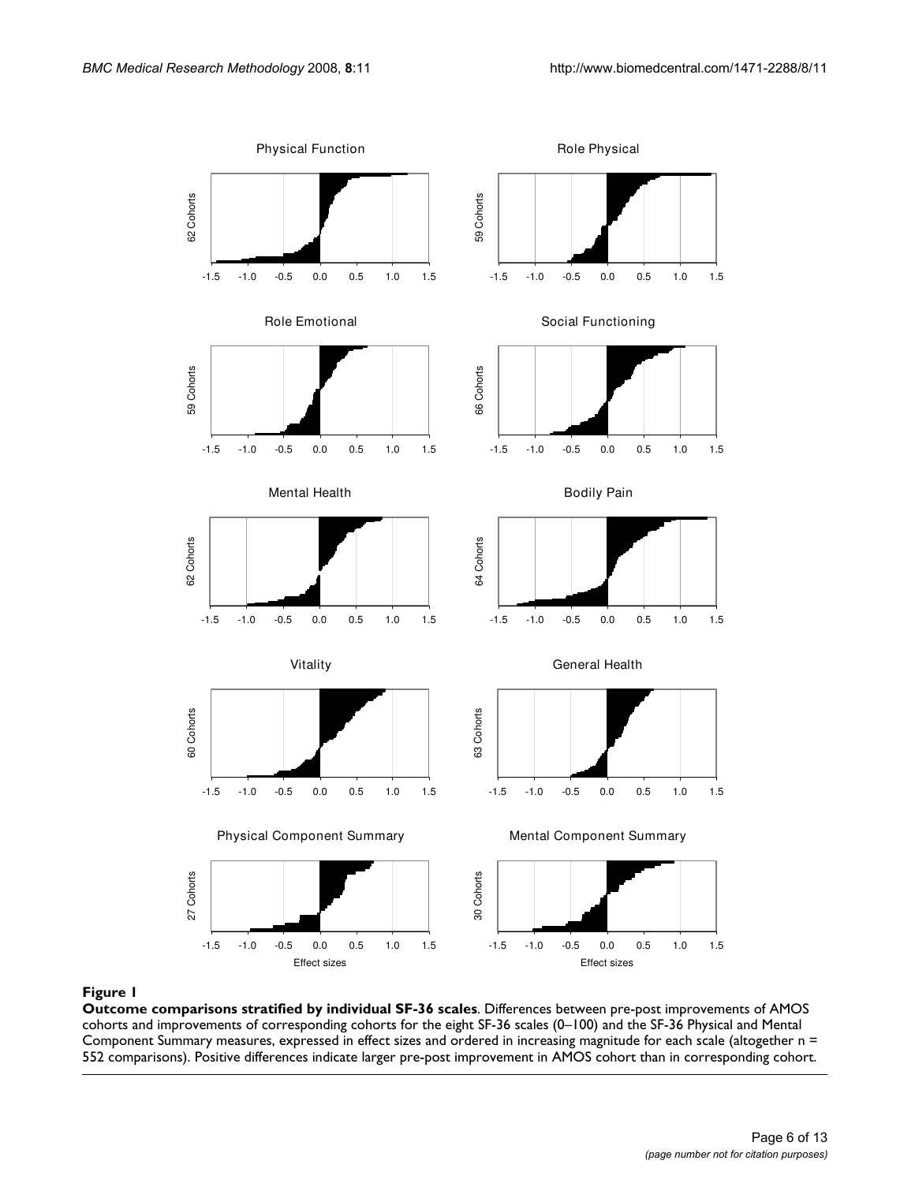**Figure 1**

**Outcome comparisons stratified by individual SF-36 scales**. Differences between pre-post improvements of AMOS cohorts and improvements of corresponding cohorts for the eight SF-36 scales (0–100) and the SF-36 Physical and Mental Component Summary measures, expressed in effect sizes and ordered in increasing magnitude for each scale (altogether n = 552 comparisons). Positive differences indicate larger pre-post improvement in AMOS cohort than in corresponding cohort.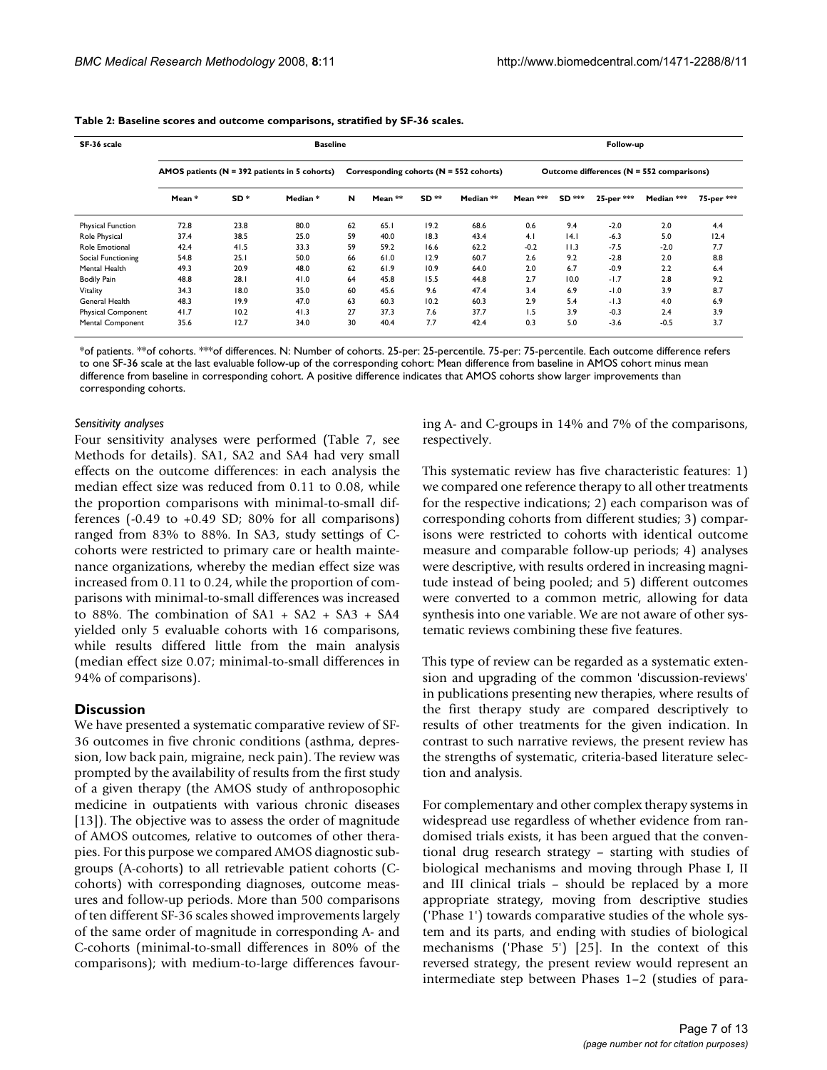**Table 2: Baseline scores and outcome comparisons, stratified by SF-36 scales.**

| SF-36 scale | Baseline | | | | | | | Follow-up | | | | |
|---|---|---|---|---|---|---|---|---|---|---|---|---|
| | AMOS patients (N = 392 patients in 5 cohorts) | | | Corresponding cohorts (N = 552 cohorts) | | | | Outcome differences (N = 552 comparisons) | | | | |
| | Mean * | SD * | Median * | N | Mean ** | SD ** | Median ** | Mean *** | SD *** | 25-per *** | Median *** | 75-per *** |
| Physical Function | 72.8 | 23.8 | 80.0 | 62 | 65.1 | 19.2 | 68.6 | 0.6 | 9.4 | -2.0 | 2.0 | 4.4 |
| Role Physical | 37.4 | 38.5 | 25.0 | 59 | 40.0 | 18.3 | 43.4 | 4.1 | 14.1 | -6.3 | 5.0 | 12.4 |
| Role Emotional | 42.4 | 41.5 | 33.3 | 59 | 59.2 | 16.6 | 62.2 | -0.2 | 11.3 | -7.5 | -2.0 | 7.7 |
| Social Functioning | 54.8 | 25.1 | 50.0 | 66 | 61.0 | 12.9 | 60.7 | 2.6 | 9.2 | -2.8 | 2.0 | 8.8 |
| Mental Health | 49.3 | 20.9 | 48.0 | 62 | 61.9 | 10.9 | 64.0 | 2.0 | 6.7 | -0.9 | 2.2 | 6.4 |
| Bodily Pain | 48.8 | 28.1 | 41.0 | 64 | 45.8 | 15.5 | 44.8 | 2.7 | 10.0 | -1.7 | 2.8 | 9.2 |
| Vitality | 34.3 | 18.0 | 35.0 | 60 | 45.6 | 9.6 | 47.4 | 3.4 | 6.9 | -1.0 | 3.9 | 8.7 |
| General Health | 48.3 | 19.9 | 47.0 | 63 | 60.3 | 10.2 | 60.3 | 2.9 | 5.4 | -1.3 | 4.0 | 6.9 |
| Physical Component | 41.7 | 10.2 | 41.3 | 27 | 37.3 | 7.6 | 37.7 | 1.5 | 3.9 | -0.3 | 2.4 | 3.9 |
| Mental Component | 35.6 | 12.7 | 34.0 | 30 | 40.4 | 7.7 | 42.4 | 0.3 | 5.0 | -3.6 | -0.5 | 3.7 |

*of patients. **of cohorts. ***of differences. N: Number of cohorts. 25-per: 25-percentile. 75-per: 75-percentile. Each outcome difference refers to one SF-36 scale at the last evaluable follow-up of the corresponding cohort: Mean difference from baseline in AMOS cohort minus mean difference from baseline in corresponding cohort. A positive difference indicates that AMOS cohorts show larger improvements than corresponding cohorts.

### *Sensitivity analyses*

Four sensitivity analyses were performed (Table 7, see Methods for details). SA1, SA2 and SA4 had very small effects on the outcome differences: in each analysis the median effect size was reduced from 0.11 to 0.08, while the proportion comparisons with minimal-to-small differences (-0.49 to +0.49 SD; 80% for all comparisons) ranged from 83% to 88%. In SA3, study settings of C-cohorts were restricted to primary care or health maintenance organizations, whereby the median effect size was increased from 0.11 to 0.24, while the proportion of comparisons with minimal-to-small differences was increased to 88%. The combination of SA1 + SA2 + SA3 + SA4 yielded only 5 evaluable cohorts with 16 comparisons, while results differed little from the main analysis (median effect size 0.07; minimal-to-small differences in 94% of comparisons).

## Discussion

We have presented a systematic comparative review of SF-36 outcomes in five chronic conditions (asthma, depression, low back pain, migraine, neck pain). The review was prompted by the availability of results from the first study of a given therapy (the AMOS study of anthroposophic medicine in outpatients with various chronic diseases [13]). The objective was to assess the order of magnitude of AMOS outcomes, relative to outcomes of other therapies. For this purpose we compared AMOS diagnostic subgroups (A-cohorts) to all retrievable patient cohorts (C-cohorts) with corresponding diagnoses, outcome measures and follow-up periods. More than 500 comparisons of ten different SF-36 scales showed improvements largely of the same order of magnitude in corresponding A- and C-cohorts (minimal-to-small differences in 80% of the comparisons); with medium-to-large differences favouring A- and C-groups in 14% and 7% of the comparisons, respectively.

This systematic review has five characteristic features: 1) we compared one reference therapy to all other treatments for the respective indications; 2) each comparison was of corresponding cohorts from different studies; 3) comparisons were restricted to cohorts with identical outcome measure and comparable follow-up periods; 4) analyses were descriptive, with results ordered in increasing magnitude instead of being pooled; and 5) different outcomes were converted to a common metric, allowing for data synthesis into one variable. We are not aware of other systematic reviews combining these five features.

This type of review can be regarded as a systematic extension and upgrading of the common 'discussion-reviews' in publications presenting new therapies, where results of the first therapy study are compared descriptively to results of other treatments for the given indication. In contrast to such narrative reviews, the present review has the strengths of systematic, criteria-based literature selection and analysis.

For complementary and other complex therapy systems in widespread use regardless of whether evidence from randomised trials exists, it has been argued that the conventional drug research strategy – starting with studies of biological mechanisms and moving through Phase I, II and III clinical trials – should be replaced by a more appropriate strategy, moving from descriptive studies ('Phase 1') towards comparative studies of the whole system and its parts, and ending with studies of biological mechanisms ('Phase 5') [25]. In the context of this reversed strategy, the present review would represent an intermediate step between Phases 1–2 (studies of para-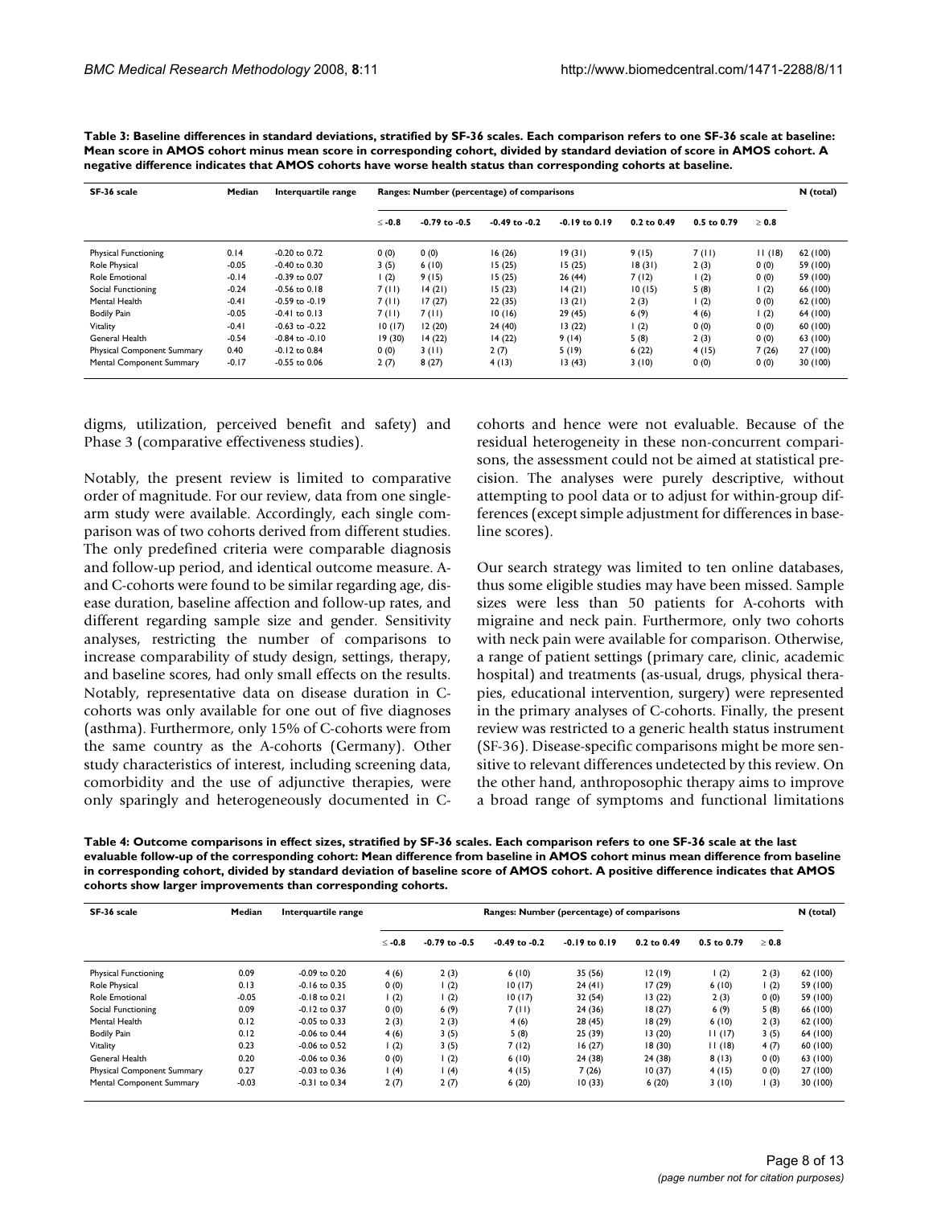**Table 3: Baseline differences in standard deviations, stratified by SF-36 scales. Each comparison refers to one SF-36 scale at baseline: Mean score in AMOS cohort minus mean score in corresponding cohort, divided by standard deviation of score in AMOS cohort. A negative difference indicates that AMOS cohorts have worse health status than corresponding cohorts at baseline.**

| SF-36 scale | Median | Interquartile range | Ranges: Number (percentage) of comparisons | | | | | | | N (total) |
|---|---|---|---|---|---|---|---|---|---|---|
| | | | ≤ -0.8 | -0.79 to -0.5 | -0.49 to -0.2 | -0.19 to 0.19 | 0.2 to 0.49 | 0.5 to 0.79 | ≥ 0.8 | |
| Physical Functioning | 0.14 | -0.20 to 0.72 | 0 (0) | 0 (0) | 16 (26) | 19 (31) | 9 (15) | 7 (11) | 11 (18) | 62 (100) |
| Role Physical | -0.05 | -0.40 to 0.30 | 3 (5) | 6 (10) | 15 (25) | 15 (25) | 18 (31) | 2 (3) | 0 (0) | 59 (100) |
| Role Emotional | -0.14 | -0.39 to 0.07 | 1 (2) | 9 (15) | 15 (25) | 26 (44) | 7 (12) | 1 (2) | 0 (0) | 59 (100) |
| Social Functioning | -0.24 | -0.56 to 0.18 | 7 (11) | 14 (21) | 15 (23) | 14 (21) | 10 (15) | 5 (8) | 1 (2) | 66 (100) |
| Mental Health | -0.41 | -0.59 to -0.19 | 7 (11) | 17 (27) | 22 (35) | 13 (21) | 2 (3) | 1 (2) | 0 (0) | 62 (100) |
| Bodily Pain | -0.05 | -0.41 to 0.13 | 7 (11) | 7 (11) | 10 (16) | 29 (45) | 6 (9) | 4 (6) | 1 (2) | 64 (100) |
| Vitality | -0.41 | -0.63 to -0.22 | 10 (17) | 12 (20) | 24 (40) | 13 (22) | 1 (2) | 0 (0) | 0 (0) | 60 (100) |
| General Health | -0.54 | -0.84 to -0.10 | 19 (30) | 14 (22) | 14 (22) | 9 (14) | 5 (8) | 2 (3) | 0 (0) | 63 (100) |
| Physical Component Summary | 0.40 | -0.12 to 0.84 | 0 (0) | 3 (11) | 2 (7) | 5 (19) | 6 (22) | 4 (15) | 7 (26) | 27 (100) |
| Mental Component Summary | -0.17 | -0.55 to 0.06 | 2 (7) | 8 (27) | 4 (13) | 13 (43) | 3 (10) | 0 (0) | 0 (0) | 30 (100) |

digms, utilization, perceived benefit and safety) and Phase 3 (comparative effectiveness studies).

Notably, the present review is limited to comparative order of magnitude. For our review, data from one single-arm study were available. Accordingly, each single comparison was of two cohorts derived from different studies. The only predefined criteria were comparable diagnosis and follow-up period, and identical outcome measure. A- and C-cohorts were found to be similar regarding age, disease duration, baseline affection and follow-up rates, and different regarding sample size and gender. Sensitivity analyses, restricting the number of comparisons to increase comparability of study design, settings, therapy, and baseline scores, had only small effects on the results. Notably, representative data on disease duration in C-cohorts was only available for one out of five diagnoses (asthma). Furthermore, only 15% of C-cohorts were from the same country as the A-cohorts (Germany). Other study characteristics of interest, including screening data, comorbidity and the use of adjunctive therapies, were only sparingly and heterogeneously documented in C-cohorts and hence were not evaluable. Because of the residual heterogeneity in these non-concurrent comparisons, the assessment could not be aimed at statistical precision. The analyses were purely descriptive, without attempting to pool data or to adjust for within-group differences (except simple adjustment for differences in baseline scores).

Our search strategy was limited to ten online databases, thus some eligible studies may have been missed. Sample sizes were less than 50 patients for A-cohorts with migraine and neck pain. Furthermore, only two cohorts with neck pain were available for comparison. Otherwise, a range of patient settings (primary care, clinic, academic hospital) and treatments (as-usual, drugs, physical therapies, educational intervention, surgery) were represented in the primary analyses of C-cohorts. Finally, the present review was restricted to a generic health status instrument (SF-36). Disease-specific comparisons might be more sensitive to relevant differences undetected by this review. On the other hand, anthroposophic therapy aims to improve a broad range of symptoms and functional limitations

**Table 4: Outcome comparisons in effect sizes, stratified by SF-36 scales. Each comparison refers to one SF-36 scale at the last evaluable follow-up of the corresponding cohort: Mean difference from baseline in AMOS cohort minus mean difference from baseline in corresponding cohort, divided by standard deviation of baseline score of AMOS cohort. A positive difference indicates that AMOS cohorts show larger improvements than corresponding cohorts.**

| SF-36 scale | Median | Interquartile range | Ranges: Number (percentage) of comparisons | | | | | | | N (total) |
|---|---|---|---|---|---|---|---|---|---|---|
| | | | ≤ -0.8 | -0.79 to -0.5 | -0.49 to -0.2 | -0.19 to 0.19 | 0.2 to 0.49 | 0.5 to 0.79 | ≥ 0.8 | |
| Physical Functioning | 0.09 | -0.09 to 0.20 | 4 (6) | 2 (3) | 6 (10) | 35 (56) | 12 (19) | 1 (2) | 2 (3) | 62 (100) |
| Role Physical | 0.13 | -0.16 to 0.35 | 0 (0) | 1 (2) | 10 (17) | 24 (41) | 17 (29) | 6 (10) | 1 (2) | 59 (100) |
| Role Emotional | -0.05 | -0.18 to 0.21 | 1 (2) | 1 (2) | 10 (17) | 32 (54) | 13 (22) | 2 (3) | 0 (0) | 59 (100) |
| Social Functioning | 0.09 | -0.12 to 0.37 | 0 (0) | 6 (9) | 7 (11) | 24 (36) | 18 (27) | 6 (9) | 5 (8) | 66 (100) |
| Mental Health | 0.12 | -0.05 to 0.33 | 2 (3) | 2 (3) | 4 (6) | 28 (45) | 18 (29) | 6 (10) | 2 (3) | 62 (100) |
| Bodily Pain | 0.12 | -0.06 to 0.44 | 4 (6) | 3 (5) | 5 (8) | 25 (39) | 13 (20) | 11 (17) | 3 (5) | 64 (100) |
| Vitality | 0.23 | -0.06 to 0.52 | 1 (2) | 3 (5) | 7 (12) | 16 (27) | 18 (30) | 11 (18) | 4 (7) | 60 (100) |
| General Health | 0.20 | -0.06 to 0.36 | 0 (0) | 1 (2) | 6 (10) | 24 (38) | 24 (38) | 8 (13) | 0 (0) | 63 (100) |
| Physical Component Summary | 0.27 | -0.03 to 0.36 | 1 (4) | 1 (4) | 4 (15) | 7 (26) | 10 (37) | 4 (15) | 0 (0) | 27 (100) |
| Mental Component Summary | -0.03 | -0.31 to 0.34 | 2 (7) | 2 (7) | 6 (20) | 10 (33) | 6 (20) | 3 (10) | 1 (3) | 30 (100) |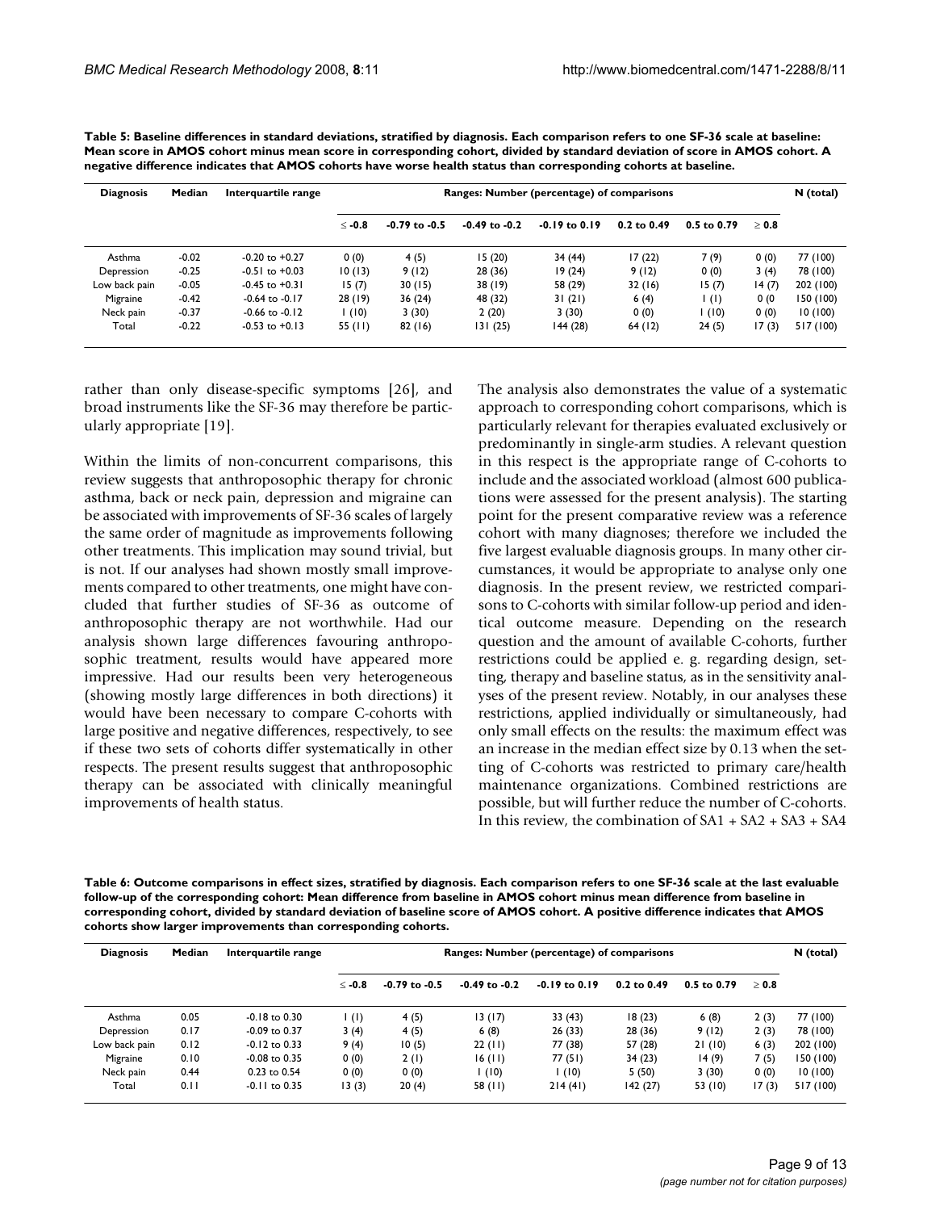**Table 5: Baseline differences in standard deviations, stratified by diagnosis. Each comparison refers to one SF-36 scale at baseline: Mean score in AMOS cohort minus mean score in corresponding cohort, divided by standard deviation of score in AMOS cohort. A negative difference indicates that AMOS cohorts have worse health status than corresponding cohorts at baseline.**

| Diagnosis | Median | Interquartile range | Ranges: Number (percentage) of comparisons | | | | | | | N (total) |
|---|---|---|---|---|---|---|---|---|---|---|
| | | | ≤ -0.8 | -0.79 to -0.5 | -0.49 to -0.2 | -0.19 to 0.19 | 0.2 to 0.49 | 0.5 to 0.79 | ≥ 0.8 | |
| Asthma | -0.02 | -0.20 to +0.27 | 0 (0) | 4 (5) | 15 (20) | 34 (44) | 17 (22) | 7 (9) | 0 (0) | 77 (100) |
| Depression | -0.25 | -0.51 to +0.03 | 10 (13) | 9 (12) | 28 (36) | 19 (24) | 9 (12) | 0 (0) | 3 (4) | 78 (100) |
| Low back pain | -0.05 | -0.45 to +0.31 | 15 (7) | 30 (15) | 38 (19) | 58 (29) | 32 (16) | 15 (7) | 14 (7) | 202 (100) |
| Migraine | -0.42 | -0.64 to -0.17 | 28 (19) | 36 (24) | 48 (32) | 31 (21) | 6 (4) | 1 (1) | 0 (0 | 150 (100) |
| Neck pain | -0.37 | -0.66 to -0.12 | 1 (10) | 3 (30) | 2 (20) | 3 (30) | 0 (0) | 1 (10) | 0 (0) | 10 (100) |
| Total | -0.22 | -0.53 to +0.13 | 55 (11) | 82 (16) | 131 (25) | 144 (28) | 64 (12) | 24 (5) | 17 (3) | 517 (100) |

rather than only disease-specific symptoms [26], and broad instruments like the SF-36 may therefore be particularly appropriate [19].

Within the limits of non-concurrent comparisons, this review suggests that anthroposophic therapy for chronic asthma, back or neck pain, depression and migraine can be associated with improvements of SF-36 scales of largely the same order of magnitude as improvements following other treatments. This implication may sound trivial, but is not. If our analyses had shown mostly small improvements compared to other treatments, one might have concluded that further studies of SF-36 as outcome of anthroposophic therapy are not worthwhile. Had our analysis shown large differences favouring anthroposophic treatment, results would have appeared more impressive. Had our results been very heterogeneous (showing mostly large differences in both directions) it would have been necessary to compare C-cohorts with large positive and negative differences, respectively, to see if these two sets of cohorts differ systematically in other respects. The present results suggest that anthroposophic therapy can be associated with clinically meaningful improvements of health status.

The analysis also demonstrates the value of a systematic approach to corresponding cohort comparisons, which is particularly relevant for therapies evaluated exclusively or predominantly in single-arm studies. A relevant question in this respect is the appropriate range of C-cohorts to include and the associated workload (almost 600 publications were assessed for the present analysis). The starting point for the present comparative review was a reference cohort with many diagnoses; therefore we included the five largest evaluable diagnosis groups. In many other circumstances, it would be appropriate to analyse only one diagnosis. In the present review, we restricted comparisons to C-cohorts with similar follow-up period and identical outcome measure. Depending on the research question and the amount of available C-cohorts, further restrictions could be applied e. g. regarding design, setting, therapy and baseline status, as in the sensitivity analyses of the present review. Notably, in our analyses these restrictions, applied individually or simultaneously, had only small effects on the results: the maximum effect was an increase in the median effect size by 0.13 when the setting of C-cohorts was restricted to primary care/health maintenance organizations. Combined restrictions are possible, but will further reduce the number of C-cohorts. In this review, the combination of SA1 + SA2 + SA3 + SA4

**Table 6: Outcome comparisons in effect sizes, stratified by diagnosis. Each comparison refers to one SF-36 scale at the last evaluable follow-up of the corresponding cohort: Mean difference from baseline in AMOS cohort minus mean difference from baseline in corresponding cohort, divided by standard deviation of baseline score of AMOS cohort. A positive difference indicates that AMOS cohorts show larger improvements than corresponding cohorts.**

| Diagnosis | Median | Interquartile range | Ranges: Number (percentage) of comparisons | | | | | | | N (total) |
|---|---|---|---|---|---|---|---|---|---|---|
| | | | ≤ -0.8 | -0.79 to -0.5 | -0.49 to -0.2 | -0.19 to 0.19 | 0.2 to 0.49 | 0.5 to 0.79 | ≥ 0.8 | |
| Asthma | 0.05 | -0.18 to 0.30 | 1 (1) | 4 (5) | 13 (17) | 33 (43) | 18 (23) | 6 (8) | 2 (3) | 77 (100) |
| Depression | 0.17 | -0.09 to 0.37 | 3 (4) | 4 (5) | 6 (8) | 26 (33) | 28 (36) | 9 (12) | 2 (3) | 78 (100) |
| Low back pain | 0.12 | -0.12 to 0.33 | 9 (4) | 10 (5) | 22 (11) | 77 (38) | 57 (28) | 21 (10) | 6 (3) | 202 (100) |
| Migraine | 0.10 | -0.08 to 0.35 | 0 (0) | 2 (1) | 16 (11) | 77 (51) | 34 (23) | 14 (9) | 7 (5) | 150 (100) |
| Neck pain | 0.44 | 0.23 to 0.54 | 0 (0) | 0 (0) | 1 (10) | 1 (10) | 5 (50) | 3 (30) | 0 (0) | 10 (100) |
| Total | 0.11 | -0.11 to 0.35 | 13 (3) | 20 (4) | 58 (11) | 214 (41) | 142 (27) | 53 (10) | 17 (3) | 517 (100) |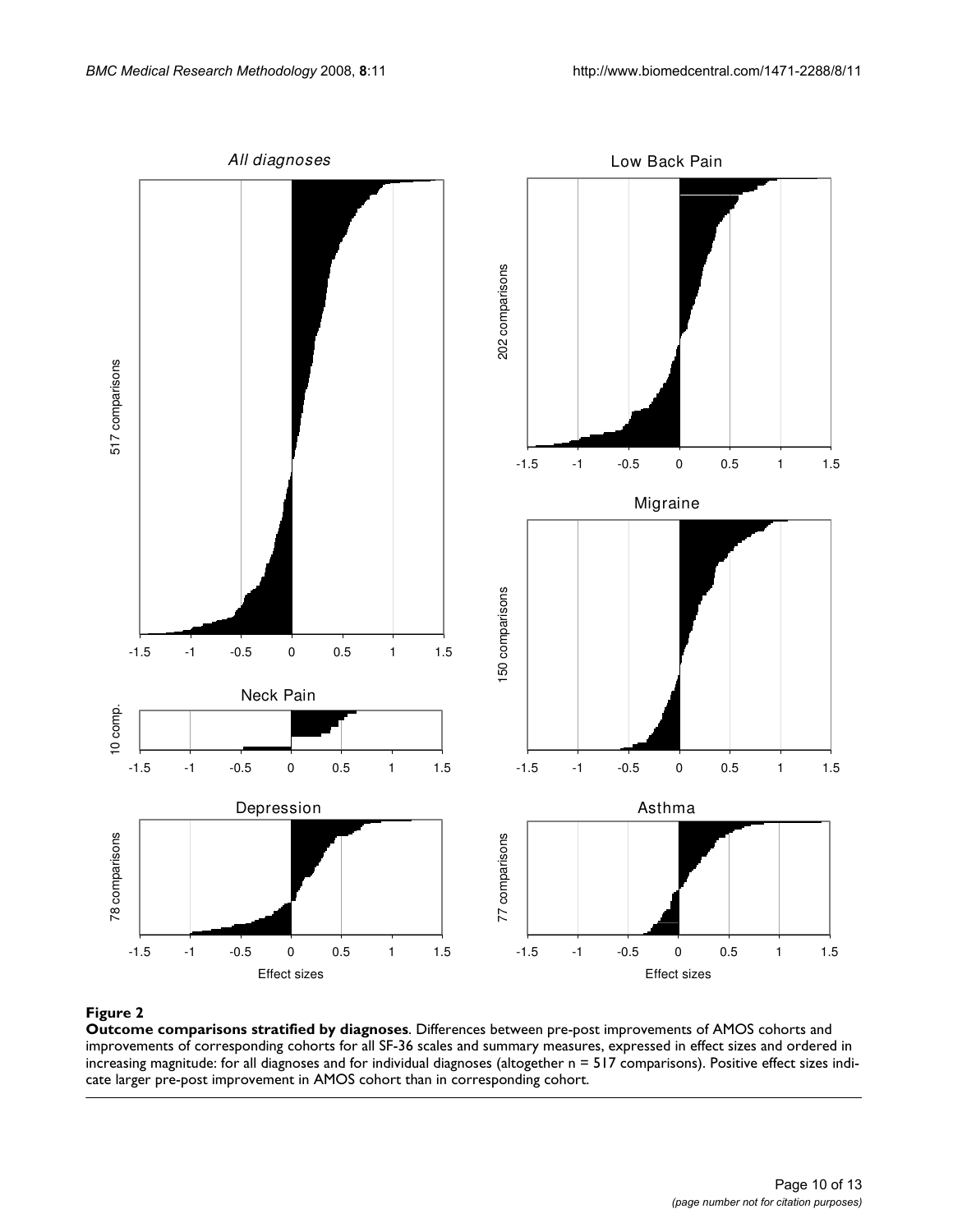**Figure 2**

**Outcome comparisons stratified by diagnoses**. Differences between pre-post improvements of AMOS cohorts and improvements of corresponding cohorts for all SF-36 scales and summary measures, expressed in effect sizes and ordered in increasing magnitude: for all diagnoses and for individual diagnoses (altogether n = 517 comparisons). Positive effect sizes indicate larger pre-post improvement in AMOS cohort than in corresponding cohort.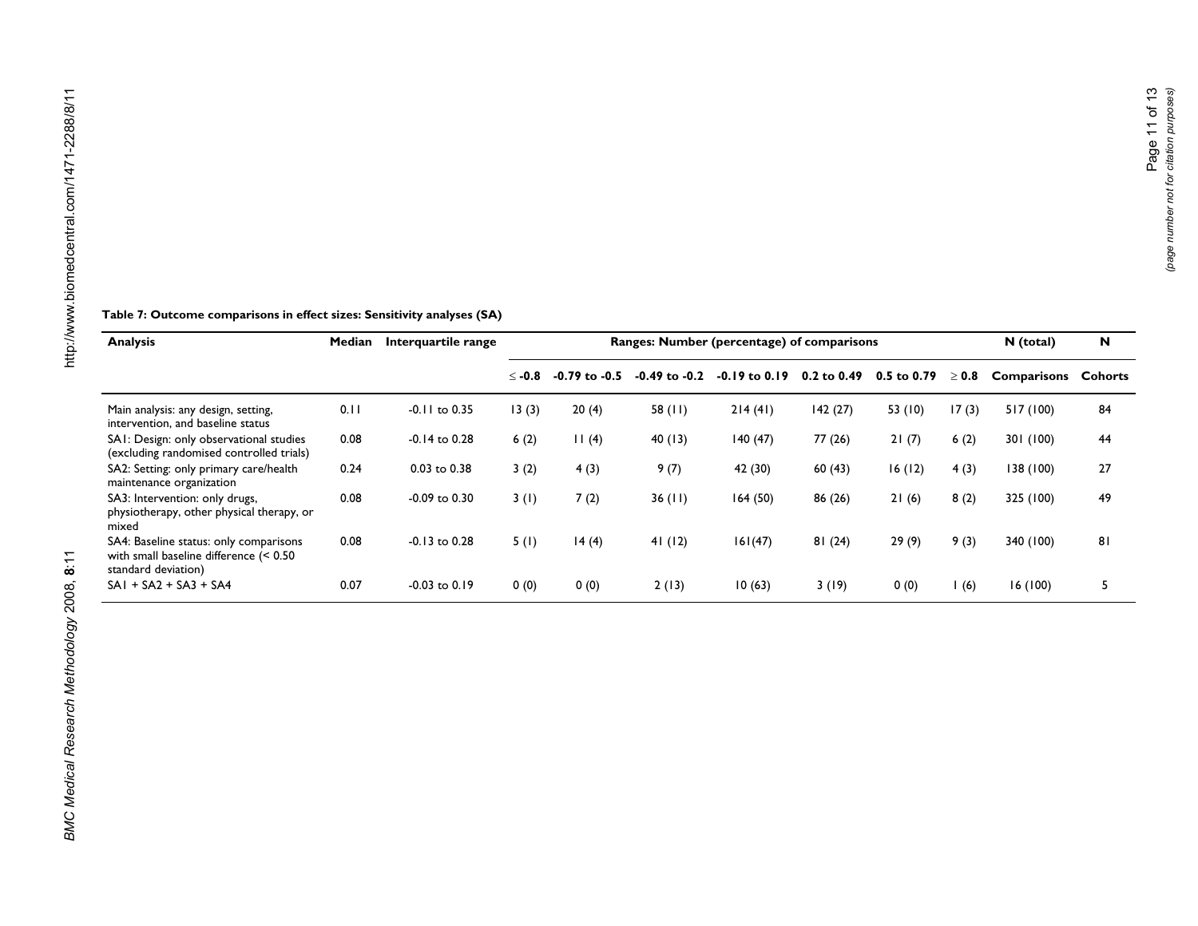**Table 7: Outcome comparisons in effect sizes: Sensitivity analyses (SA)**

| Analysis | Median | Interquartile range | Ranges: Number (percentage) of comparisons | | | | | | | N (total) | N |
|---|---|---|---|---|---|---|---|---|---|---|---|
| | | | ≤ -0.8 | -0.79 to -0.5 | -0.49 to -0.2 | -0.19 to 0.19 | 0.2 to 0.49 | 0.5 to 0.79 | ≥ 0.8 | Comparisons | Cohorts |
| Main analysis: any design, setting, intervention, and baseline status | 0.11 | -0.11 to 0.35 | 13 (3) | 20 (4) | 58 (11) | 214 (41) | 142 (27) | 53 (10) | 17 (3) | 517 (100) | 84 |
| SA1: Design: only observational studies (excluding randomised controlled trials) | 0.08 | -0.14 to 0.28 | 6 (2) | 11 (4) | 40 (13) | 140 (47) | 77 (26) | 21 (7) | 6 (2) | 301 (100) | 44 |
| SA2: Setting: only primary care/health maintenance organization | 0.24 | 0.03 to 0.38 | 3 (2) | 4 (3) | 9 (7) | 42 (30) | 60 (43) | 16 (12) | 4 (3) | 138 (100) | 27 |
| SA3: Intervention: only drugs, physiotherapy, other physical therapy, or mixed | 0.08 | -0.09 to 0.30 | 3 (1) | 7 (2) | 36 (11) | 164 (50) | 86 (26) | 21 (6) | 8 (2) | 325 (100) | 49 |
| SA4: Baseline status: only comparisons with small baseline difference (< 0.50 standard deviation) | 0.08 | -0.13 to 0.28 | 5 (1) | 14 (4) | 41 (12) | 161(47) | 81 (24) | 29 (9) | 9 (3) | 340 (100) | 81 |
| SA1 + SA2 + SA3 + SA4 | 0.07 | -0.03 to 0.19 | 0 (0) | 0 (0) | 2 (13) | 10 (63) | 3 (19) | 0 (0) | 1 (6) | 16 (100) | 5 |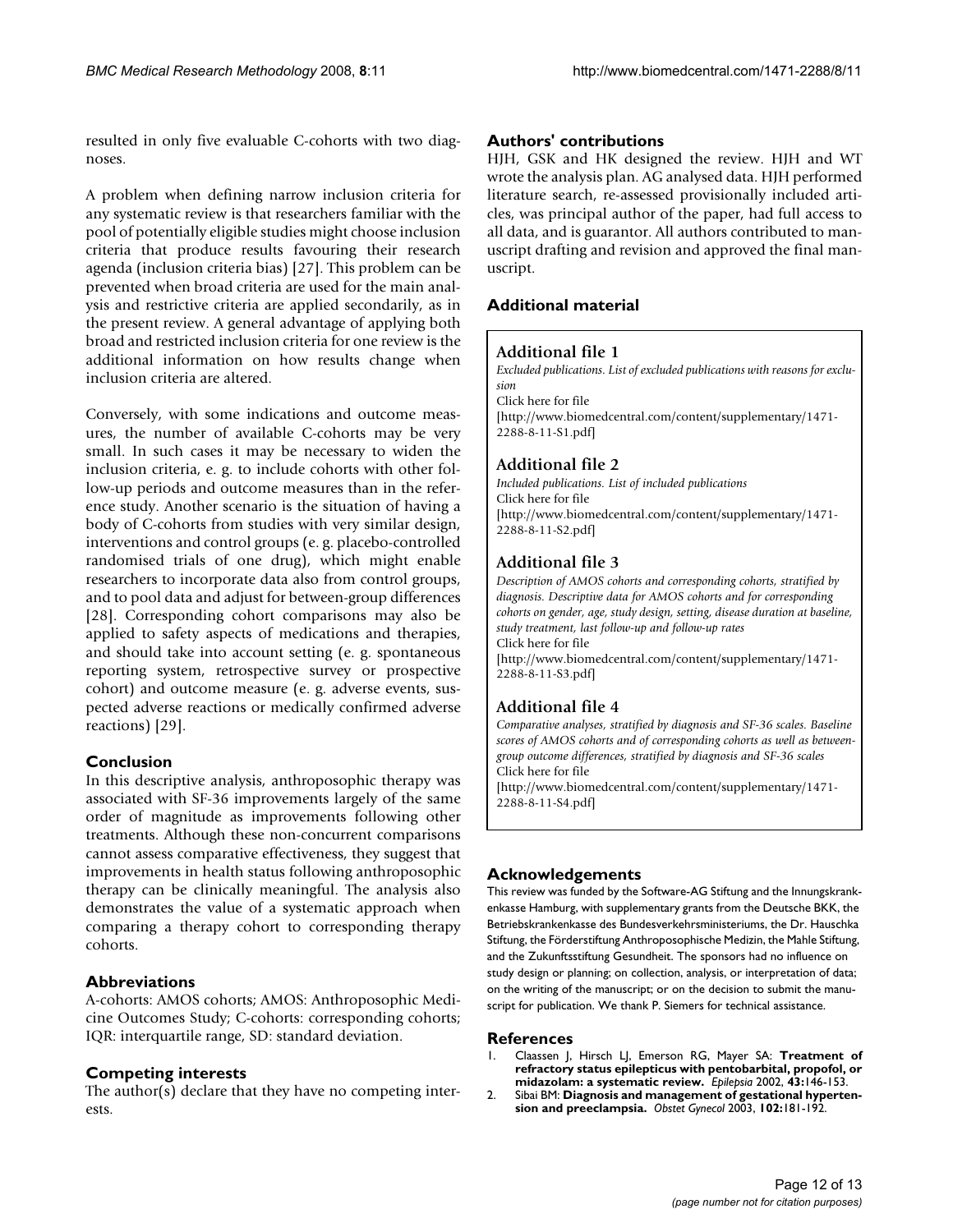resulted in only five evaluable C-cohorts with two diagnoses.

A problem when defining narrow inclusion criteria for any systematic review is that researchers familiar with the pool of potentially eligible studies might choose inclusion criteria that produce results favouring their research agenda (inclusion criteria bias) [27]. This problem can be prevented when broad criteria are used for the main analysis and restrictive criteria are applied secondarily, as in the present review. A general advantage of applying both broad and restricted inclusion criteria for one review is the additional information on how results change when inclusion criteria are altered.

Conversely, with some indications and outcome measures, the number of available C-cohorts may be very small. In such cases it may be necessary to widen the inclusion criteria, e. g. to include cohorts with other follow-up periods and outcome measures than in the reference study. Another scenario is the situation of having a body of C-cohorts from studies with very similar design, interventions and control groups (e. g. placebo-controlled randomised trials of one drug), which might enable researchers to incorporate data also from control groups, and to pool data and adjust for between-group differences [28]. Corresponding cohort comparisons may also be applied to safety aspects of medications and therapies, and should take into account setting (e. g. spontaneous reporting system, retrospective survey or prospective cohort) and outcome measure (e. g. adverse events, suspected adverse reactions or medically confirmed adverse reactions) [29].

## Conclusion

In this descriptive analysis, anthroposophic therapy was associated with SF-36 improvements largely of the same order of magnitude as improvements following other treatments. Although these non-concurrent comparisons cannot assess comparative effectiveness, they suggest that improvements in health status following anthroposophic therapy can be clinically meaningful. The analysis also demonstrates the value of a systematic approach when comparing a therapy cohort to corresponding therapy cohorts.

## Abbreviations

A-cohorts: AMOS cohorts; AMOS: Anthroposophic Medicine Outcomes Study; C-cohorts: corresponding cohorts; IQR: interquartile range, SD: standard deviation.

## Competing interests

The author(s) declare that they have no competing interests.

## Authors' contributions

HJH, GSK and HK designed the review. HJH and WT wrote the analysis plan. AG analysed data. HJH performed literature search, re-assessed provisionally included articles, was principal author of the paper, had full access to all data, and is guarantor. All authors contributed to manuscript drafting and revision and approved the final manuscript.

## Additional material

### Additional file 1

*Excluded publications. List of excluded publications with reasons for exclusion*

Click here for file

[http://www.biomedcentral.com/content/supplementary/1471-2288-8-11-S1.pdf]

### Additional file 2

*Included publications. List of included publications*

Click here for file

[http://www.biomedcentral.com/content/supplementary/1471-2288-8-11-S2.pdf]

### Additional file 3

*Description of AMOS cohorts and corresponding cohorts, stratified by diagnosis. Descriptive data for AMOS cohorts and for corresponding cohorts on gender, age, study design, setting, disease duration at baseline, study treatment, last follow-up and follow-up rates*

Click here for file

[http://www.biomedcentral.com/content/supplementary/1471-2288-8-11-S3.pdf]

### Additional file 4

*Comparative analyses, stratified by diagnosis and SF-36 scales. Baseline scores of AMOS cohorts and of corresponding cohorts as well as between-group outcome differences, stratified by diagnosis and SF-36 scales*

Click here for file

[http://www.biomedcentral.com/content/supplementary/1471-2288-8-11-S4.pdf]

## Acknowledgements

This review was funded by the Software-AG Stiftung and the Innungskrankenkasse Hamburg, with supplementary grants from the Deutsche BKK, the Betriebskrankenkasse des Bundesverkehrsministeriums, the Dr. Hauschka Stiftung, the Förderstiftung Anthroposophische Medizin, the Mahle Stiftung, and the Zukunftsstiftung Gesundheit. The sponsors had no influence on study design or planning; on collection, analysis, or interpretation of data; on the writing of the manuscript; or on the decision to submit the manuscript for publication. We thank P. Siemers for technical assistance.

## References

1. Claassen J, Hirsch LJ, Emerson RG, Mayer SA: **Treatment of refractory status epilepticus with pentobarbital, propofol, or midazolam: a systematic review.** *Epilepsia* 2002, **43:**146-153.
2. Sibai BM: **Diagnosis and management of gestational hypertension and preeclampsia.** *Obstet Gynecol* 2003, **102:**181-192.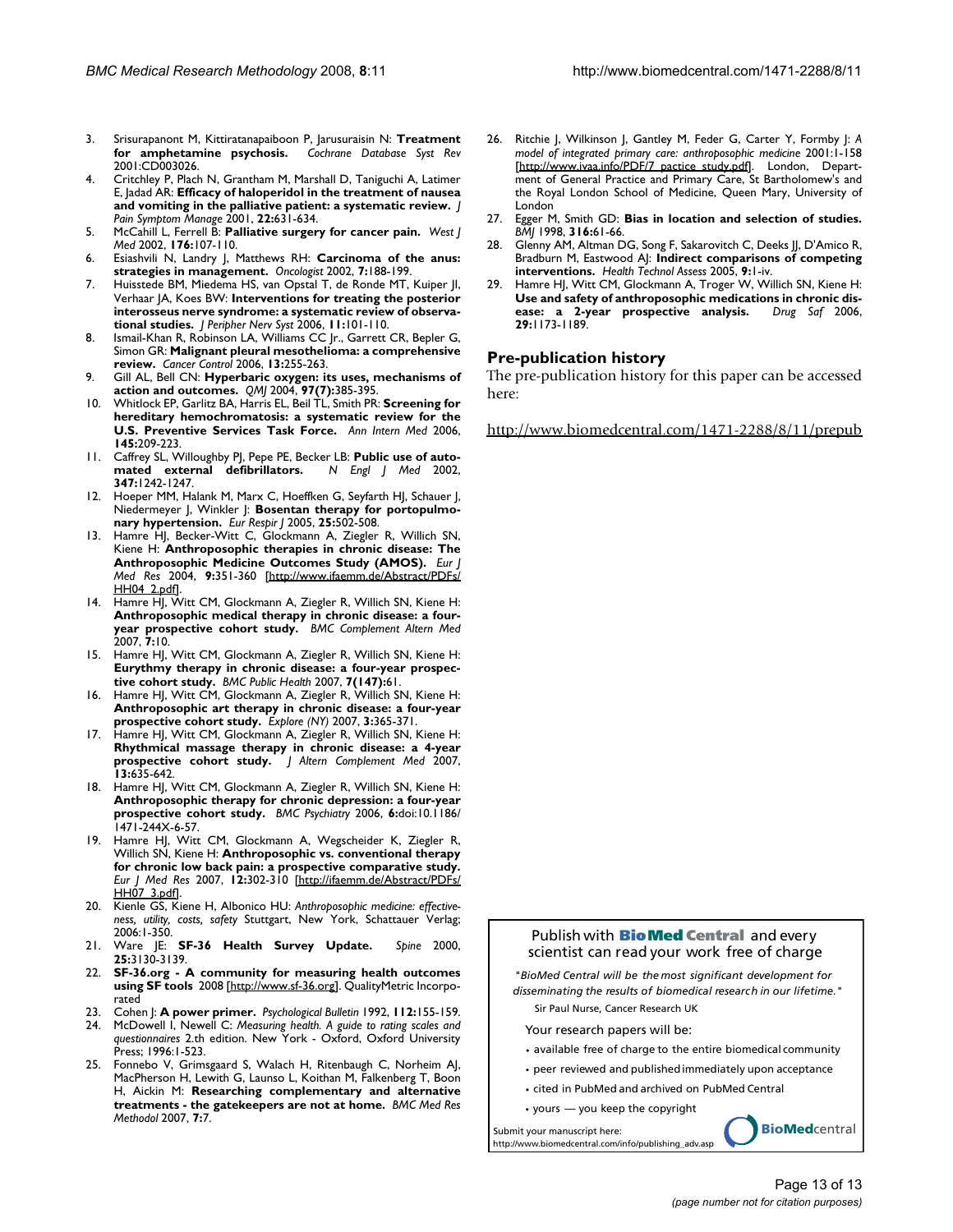3. Srisurapanont M, Kittiratanapaiboon P, Jarusuraisin N: **Treatment for amphetamine psychosis.** *Cochrane Database Syst Rev* 2001:CD003026.
4. Critchley P, Plach N, Grantham M, Marshall D, Taniguchi A, Latimer E, Jadad AR: **Efficacy of haloperidol in the treatment of nausea and vomiting in the palliative patient: a systematic review.** *J Pain Symptom Manage* 2001, **22:**631-634.
5. McCahill L, Ferrell B: **Palliative surgery for cancer pain.** *West J Med* 2002, **176:**107-110.
6. Esiashvili N, Landry J, Matthews RH: **Carcinoma of the anus: strategies in management.** *Oncologist* 2002, **7:**188-199.
7. Huisstede BM, Miedema HS, van Opstal T, de Ronde MT, Kuiper JI, Verhaar JA, Koes BW: **Interventions for treating the posterior interosseus nerve syndrome: a systematic review of observational studies.** *J Peripher Nerv Syst* 2006, **11:**101-110.
8. Ismail-Khan R, Robinson LA, Williams CC Jr., Garrett CR, Bepler G, Simon GR: **Malignant pleural mesothelioma: a comprehensive review.** *Cancer Control* 2006, **13:**255-263.
9. Gill AL, Bell CN: **Hyperbaric oxygen: its uses, mechanisms of action and outcomes.** *QJM* 2004, **97(7):**385-395.
10. Whitlock EP, Garlitz BA, Harris EL, Beil TL, Smith PR: **Screening for hereditary hemochromatosis: a systematic review for the U.S. Preventive Services Task Force.** *Ann Intern Med* 2006, **145:**209-223.
11. Caffrey SL, Willoughby PJ, Pepe PE, Becker LB: **Public use of automated external defibrillators.** *N Engl J Med* 2002, **347:**1242-1247.
12. Hoeper MM, Halank M, Marx C, Hoeffken G, Seyfarth HJ, Schauer J, Niedermeyer J, Winkler J: **Bosentan therapy for portopulmonary hypertension.** *Eur Respir J* 2005, **25:**502-508.
13. Hamre HJ, Becker-Witt C, Glockmann A, Ziegler R, Willich SN, Kiene H: **Anthroposophic therapies in chronic disease: The Anthroposophic Medicine Outcomes Study (AMOS).** *Eur J Med Res* 2004, **9:**351-360 [http://www.ifaemm.de/Abstract/PDFs/HH04_2.pdf].
14. Hamre HJ, Witt CM, Glockmann A, Ziegler R, Willich SN, Kiene H: **Anthroposophic medical therapy in chronic disease: a four-year prospective cohort study.** *BMC Complement Altern Med* 2007, **7:**10.
15. Hamre HJ, Witt CM, Glockmann A, Ziegler R, Willich SN, Kiene H: **Eurythmy therapy in chronic disease: a four-year prospective cohort study.** *BMC Public Health* 2007, **7(147):**61.
16. Hamre HJ, Witt CM, Glockmann A, Ziegler R, Willich SN, Kiene H: **Anthroposophic art therapy in chronic disease: a four-year prospective cohort study.** *Explore (NY)* 2007, **3:**365-371.
17. Hamre HJ, Witt CM, Glockmann A, Ziegler R, Willich SN, Kiene H: **Rhythmical massage therapy in chronic disease: a 4-year prospective cohort study.** *J Altern Complement Med* 2007, **13:**635-642.
18. Hamre HJ, Witt CM, Glockmann A, Ziegler R, Willich SN, Kiene H: **Anthroposophic therapy for chronic depression: a four-year prospective cohort study.** *BMC Psychiatry* 2006, **6:**doi:10.1186/1471-244X-6-57.
19. Hamre HJ, Witt CM, Glockmann A, Wegscheider K, Ziegler R, Willich SN, Kiene H: **Anthroposophic vs. conventional therapy for chronic low back pain: a prospective comparative study.** *Eur J Med Res* 2007, **12:**302-310 [http://ifaemm.de/Abstract/PDFs/HH07_3.pdf].
20. Kienle GS, Kiene H, Albonico HU: *Anthroposophic medicine: effectiveness, utility, costs, safety* Stuttgart, New York, Schattauer Verlag; 2006:1-350.
21. Ware JE: **SF-36 Health Survey Update.** *Spine* 2000, **25:**3130-3139.
22. **SF-36.org - A community for measuring health outcomes using SF tools** 2008 [http://www.sf-36.org]. QualityMetric Incorporated
23. Cohen J: **A power primer.** *Psychological Bulletin* 1992, **112:**155-159.
24. McDowell I, Newell C: *Measuring health. A guide to rating scales and questionnaires* 2.th edition. New York - Oxford, Oxford University Press; 1996:1-523.
25. Fonnebo V, Grimsgaard S, Walach H, Ritenbaugh C, Norheim AJ, MacPherson H, Lewith G, Launso L, Koithan M, Falkenberg T, Boon H, Aickin M: **Researching complementary and alternative treatments - the gatekeepers are not at home.** *BMC Med Res Methodol* 2007, **7:**7.
26. Ritchie J, Wilkinson J, Gantley M, Feder G, Carter Y, Formby J: *A model of integrated primary care: anthroposophic medicine* 2001:1-158 [http://www.ivaa.info/PDF/7_pactice_study.pdf]. London, Department of General Practice and Primary Care, St Bartholomew's and the Royal London School of Medicine, Queen Mary, University of London
27. Egger M, Smith GD: **Bias in location and selection of studies.** *BMJ* 1998, **316:**61-66.
28. Glenny AM, Altman DG, Song F, Sakarovitch C, Deeks JJ, D'Amico R, Bradburn M, Eastwood AJ: **Indirect comparisons of competing interventions.** *Health Technol Assess* 2005, **9:**1-iv.
29. Hamre HJ, Witt CM, Glockmann A, Troger W, Willich SN, Kiene H: **Use and safety of anthroposophic medications in chronic disease: a 2-year prospective analysis.** *Drug Saf* 2006, **29:**1173-1189.

## Pre-publication history

The pre-publication history for this paper can be accessed here:

http://www.biomedcentral.com/1471-2288/8/11/prepub

Publish with **BioMed Central** and every scientist can read your work free of charge

*"BioMed Central will be the most significant development for disseminating the results of biomedical research in our lifetime."*
Sir Paul Nurse, Cancer Research UK

Your research papers will be:

- available free of charge to the entire biomedical community
- peer reviewed and published immediately upon acceptance
- cited in PubMed and archived on PubMed Central
- yours — you keep the copyright

Submit your manuscript here:
http://www.biomedcentral.com/info/publishing_adv.asp

BioMedcentral